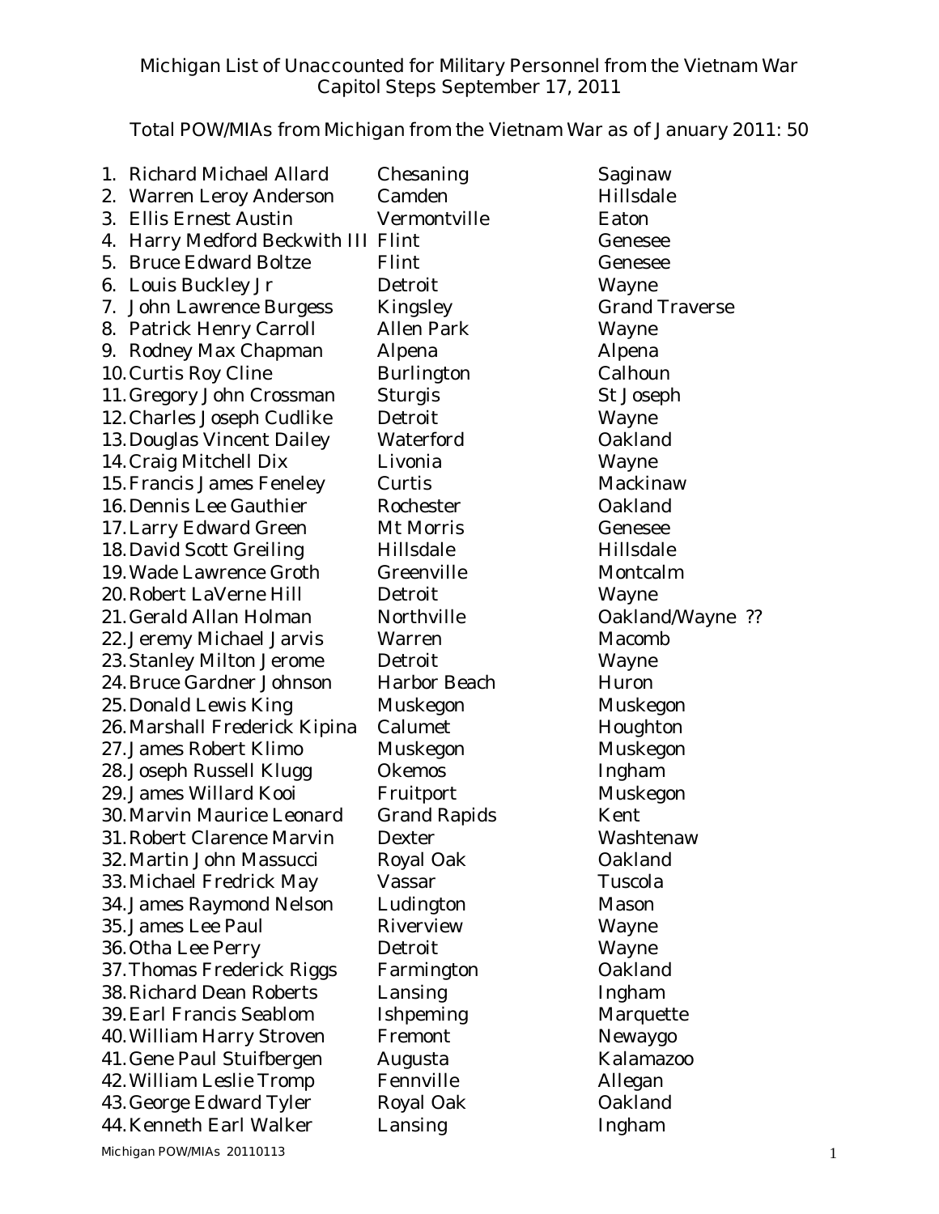Michigan List of Unaccounted for Military Personnel from the Vietnam War
Capitol Steps September 17, 2011

Total POW/MIAs from Michigan from the Vietnam War as of January 2011: 50

| # | Name | City | County |
|---|---|---|---|
| 1. | Richard Michael Allard | Chesaning | Saginaw |
| 2. | Warren Leroy Anderson | Camden | Hillsdale |
| 3. | Ellis Ernest Austin | Vermontville | Eaton |
| 4. | Harry Medford Beckwith III | Flint | Genesee |
| 5. | Bruce Edward Boltze | Flint | Genesee |
| 6. | Louis Buckley Jr | Detroit | Wayne |
| 7. | John Lawrence Burgess | Kingsley | Grand Traverse |
| 8. | Patrick Henry Carroll | Allen Park | Wayne |
| 9. | Rodney Max Chapman | Alpena | Alpena |
| 10. | Curtis Roy Cline | Burlington | Calhoun |
| 11. | Gregory John Crossman | Sturgis | St Joseph |
| 12. | Charles Joseph Cudlike | Detroit | Wayne |
| 13. | Douglas Vincent Dailey | Waterford | Oakland |
| 14. | Craig Mitchell Dix | Livonia | Wayne |
| 15. | Francis James Feneley | Curtis | Mackinaw |
| 16. | Dennis Lee Gauthier | Rochester | Oakland |
| 17. | Larry Edward Green | Mt Morris | Genesee |
| 18. | David Scott Greiling | Hillsdale | Hillsdale |
| 19. | Wade Lawrence Groth | Greenville | Montcalm |
| 20. | Robert LaVerne Hill | Detroit | Wayne |
| 21. | Gerald Allan Holman | Northville | Oakland/Wayne ?? |
| 22. | Jeremy Michael Jarvis | Warren | Macomb |
| 23. | Stanley Milton Jerome | Detroit | Wayne |
| 24. | Bruce Gardner Johnson | Harbor Beach | Huron |
| 25. | Donald Lewis King | Muskegon | Muskegon |
| 26. | Marshall Frederick Kipina | Calumet | Houghton |
| 27. | James Robert Klimo | Muskegon | Muskegon |
| 28. | Joseph Russell Klugg | Okemos | Ingham |
| 29. | James Willard Kooi | Fruitport | Muskegon |
| 30. | Marvin Maurice Leonard | Grand Rapids | Kent |
| 31. | Robert Clarence Marvin | Dexter | Washtenaw |
| 32. | Martin John Massucci | Royal Oak | Oakland |
| 33. | Michael Fredrick May | Vassar | Tuscola |
| 34. | James Raymond Nelson | Ludington | Mason |
| 35. | James Lee Paul | Riverview | Wayne |
| 36. | Otha Lee Perry | Detroit | Wayne |
| 37. | Thomas Frederick Riggs | Farmington | Oakland |
| 38. | Richard Dean Roberts | Lansing | Ingham |
| 39. | Earl Francis Seablom | Ishpeming | Marquette |
| 40. | William Harry Stroven | Fremont | Newaygo |
| 41. | Gene Paul Stuifbergen | Augusta | Kalamazoo |
| 42. | William Leslie Tromp | Fennville | Allegan |
| 43. | George Edward Tyler | Royal Oak | Oakland |
| 44. | Kenneth Earl Walker | Lansing | Ingham |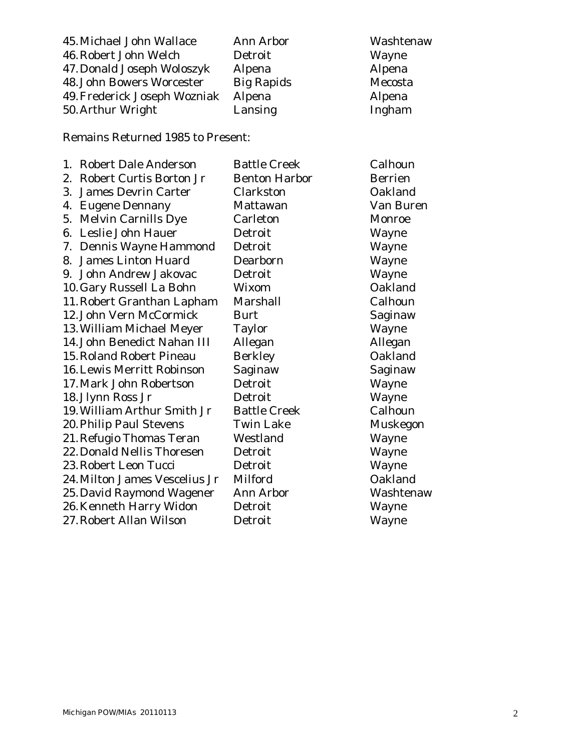| | | |
|---|---|---|
| 45. Michael John Wallace | Ann Arbor | Washtenaw |
| 46. Robert John Welch | Detroit | Wayne |
| 47. Donald Joseph Woloszyk | Alpena | Alpena |
| 48. John Bowers Worcester | Big Rapids | Mecosta |
| 49. Frederick Joseph Wozniak | Alpena | Alpena |
| 50. Arthur Wright | Lansing | Ingham |

Remains Returned 1985 to Present:

| | | |
|---|---|---|
| 1. Robert Dale Anderson | Battle Creek | Calhoun |
| 2. Robert Curtis Borton Jr | Benton Harbor | Berrien |
| 3. James Devrin Carter | Clarkston | Oakland |
| 4. Eugene Dennany | Mattawan | Van Buren |
| 5. Melvin Carnills Dye | Carleton | Monroe |
| 6. Leslie John Hauer | Detroit | Wayne |
| 7. Dennis Wayne Hammond | Detroit | Wayne |
| 8. James Linton Huard | Dearborn | Wayne |
| 9. John Andrew Jakovac | Detroit | Wayne |
| 10. Gary Russell La Bohn | Wixom | Oakland |
| 11. Robert Granthan Lapham | Marshall | Calhoun |
| 12. John Vern McCormick | Burt | Saginaw |
| 13. William Michael Meyer | Taylor | Wayne |
| 14. John Benedict Nahan III | Allegan | Allegan |
| 15. Roland Robert Pineau | Berkley | Oakland |
| 16. Lewis Merritt Robinson | Saginaw | Saginaw |
| 17. Mark John Robertson | Detroit | Wayne |
| 18. Jlynn Ross Jr | Detroit | Wayne |
| 19. William Arthur Smith Jr | Battle Creek | Calhoun |
| 20. Philip Paul Stevens | Twin Lake | Muskegon |
| 21. Refugio Thomas Teran | Westland | Wayne |
| 22. Donald Nellis Thoresen | Detroit | Wayne |
| 23. Robert Leon Tucci | Detroit | Wayne |
| 24. Milton James Vescelius Jr | Milford | Oakland |
| 25. David Raymond Wagener | Ann Arbor | Washtenaw |
| 26. Kenneth Harry Widon | Detroit | Wayne |
| 27. Robert Allan Wilson | Detroit | Wayne |